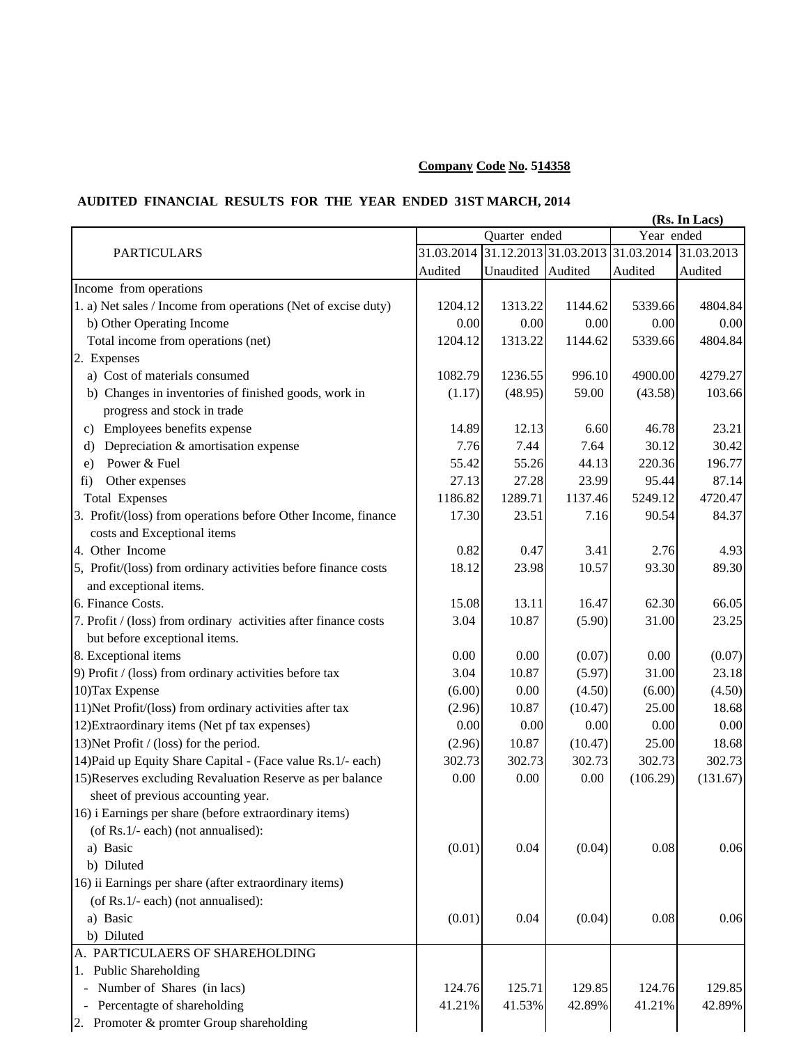**Company Code No. 514358**

**AUDITED FINANCIAL RESULTS FOR THE YEAR ENDED 31ST MARCH, 2014**

**(Rs. In Lacs)**

| PARTICULARS | Quarter ended | | | Year ended | |
|---|---|---|---|---|---|
| | 31.03.2014 | 31.12.2013 | 31.03.2013 | 31.03.2014 | 31.03.2013 |
| | Audited | Unaudited | Audited | Audited | Audited |
| Income from operations | | | | | |
| 1. a) Net sales / Income from operations (Net of excise duty) | 1204.12 | 1313.22 | 1144.62 | 5339.66 | 4804.84 |
| b) Other Operating Income | 0.00 | 0.00 | 0.00 | 0.00 | 0.00 |
| Total income from operations (net) | 1204.12 | 1313.22 | 1144.62 | 5339.66 | 4804.84 |
| 2. Expenses | | | | | |
| a) Cost of materials consumed | 1082.79 | 1236.55 | 996.10 | 4900.00 | 4279.27 |
| b) Changes in inventories of finished goods, work in progress and stock in trade | (1.17) | (48.95) | 59.00 | (43.58) | 103.66 |
| c) Employees benefits expense | 14.89 | 12.13 | 6.60 | 46.78 | 23.21 |
| d) Depreciation & amortisation expense | 7.76 | 7.44 | 7.64 | 30.12 | 30.42 |
| e) Power & Fuel | 55.42 | 55.26 | 44.13 | 220.36 | 196.77 |
| fi) Other expenses | 27.13 | 27.28 | 23.99 | 95.44 | 87.14 |
| Total Expenses | 1186.82 | 1289.71 | 1137.46 | 5249.12 | 4720.47 |
| 3. Profit/(loss) from operations before Other Income, finance costs and Exceptional items | 17.30 | 23.51 | 7.16 | 90.54 | 84.37 |
| 4. Other Income | 0.82 | 0.47 | 3.41 | 2.76 | 4.93 |
| 5, Profit/(loss) from ordinary activities before finance costs and exceptional items. | 18.12 | 23.98 | 10.57 | 93.30 | 89.30 |
| 6. Finance Costs. | 15.08 | 13.11 | 16.47 | 62.30 | 66.05 |
| 7. Profit / (loss) from ordinary activities after finance costs but before exceptional items. | 3.04 | 10.87 | (5.90) | 31.00 | 23.25 |
| 8. Exceptional items | 0.00 | 0.00 | (0.07) | 0.00 | (0.07) |
| 9) Profit / (loss) from ordinary activities before tax | 3.04 | 10.87 | (5.97) | 31.00 | 23.18 |
| 10)Tax Expense | (6.00) | 0.00 | (4.50) | (6.00) | (4.50) |
| 11)Net Profit/(loss) from ordinary activities after tax | (2.96) | 10.87 | (10.47) | 25.00 | 18.68 |
| 12)Extraordinary items (Net pf tax expenses) | 0.00 | 0.00 | 0.00 | 0.00 | 0.00 |
| 13)Net Profit / (loss) for the period. | (2.96) | 10.87 | (10.47) | 25.00 | 18.68 |
| 14)Paid up Equity Share Capital - (Face value Rs.1/- each) | 302.73 | 302.73 | 302.73 | 302.73 | 302.73 |
| 15)Reserves excluding Revaluation Reserve as per balance sheet of previous accounting year. | 0.00 | 0.00 | 0.00 | (106.29) | (131.67) |
| 16) i Earnings per share (before extraordinary items) (of Rs.1/- each) (not annualised): | | | | | |
| a) Basic | (0.01) | 0.04 | (0.04) | 0.08 | 0.06 |
| b) Diluted | | | | | |
| 16) ii Earnings per share (after extraordinary items) (of Rs.1/- each) (not annualised): | | | | | |
| a) Basic | (0.01) | 0.04 | (0.04) | 0.08 | 0.06 |
| b) Diluted | | | | | |
| A. PARTICULAERS OF SHAREHOLDING | | | | | |
| 1. Public Shareholding | | | | | |
| - Number of Shares (in lacs) | 124.76 | 125.71 | 129.85 | 124.76 | 129.85 |
| - Percentagte of shareholding | 41.21% | 41.53% | 42.89% | 41.21% | 42.89% |
| 2. Promoter & promter Group shareholding | | | | | |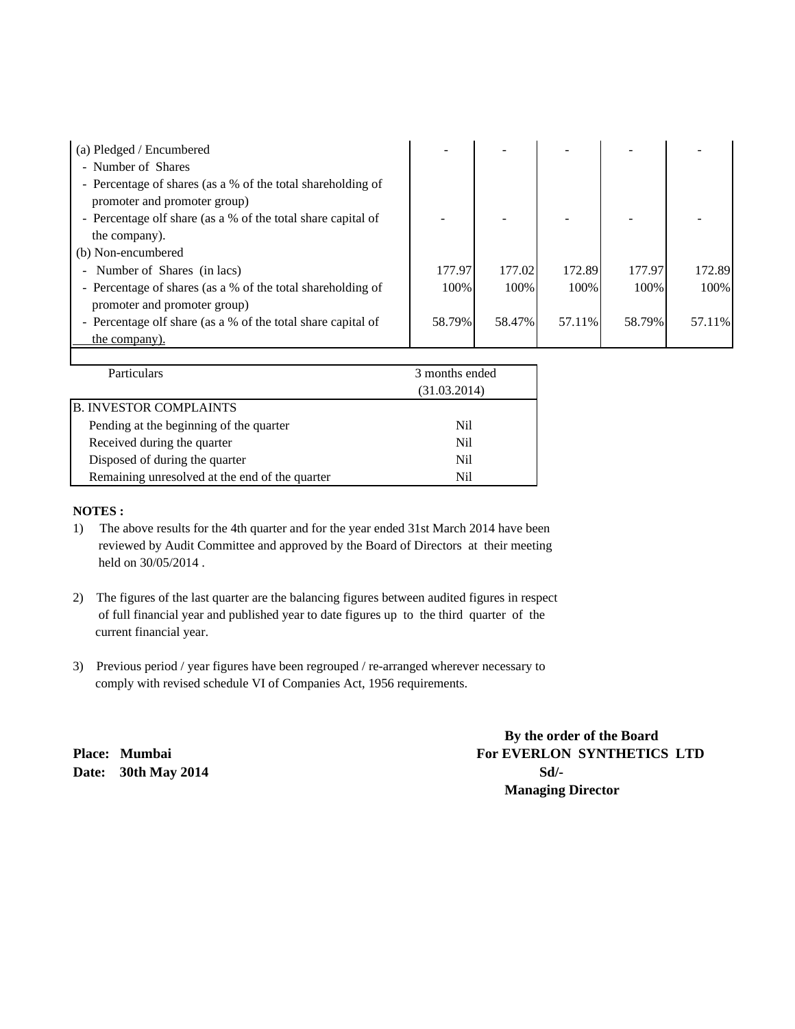| | | | | | |
|---|---|---|---|---|---|
| (a) Pledged / Encumbered | - | - | - | - | - |
| - Number of Shares | | | | | |
| - Percentage of shares (as a % of the total shareholding of promoter and promoter group) | | | | | |
| - Percentage olf share (as a % of the total share capital of the company). | - | - | - | - | - |
| (b) Non-encumbered | | | | | |
| - Number of Shares (in lacs) | 177.97 | 177.02 | 172.89 | 177.97 | 172.89 |
| - Percentage of shares (as a % of the total shareholding of promoter and promoter group) | 100% | 100% | 100% | 100% | 100% |
| - Percentage olf share (as a % of the total share capital of the company). | 58.79% | 58.47% | 57.11% | 58.79% | 57.11% |

| Particulars | 3 months ended (31.03.2014) |
|---|---|
| B. INVESTOR COMPLAINTS | |
| Pending at the beginning of the quarter | Nil |
| Received during the quarter | Nil |
| Disposed of during the quarter | Nil |
| Remaining unresolved at the end of the quarter | Nil |

**NOTES :**

1) The above results for the 4th quarter and for the year ended 31st March 2014 have been reviewed by Audit Committee and approved by the Board of Directors at their meeting held on 30/05/2014 .

2) The figures of the last quarter are the balancing figures between audited figures in respect of full financial year and published year to date figures up to the third quarter of the current financial year.

3) Previous period / year figures have been regrouped / re-arranged wherever necessary to comply with revised schedule VI of Companies Act, 1956 requirements.

**By the order of the Board**
**For EVERLON SYNTHETICS LTD**
**Sd/-**
**Managing Director**

**Place: Mumbai**
**Date: 30th May 2014**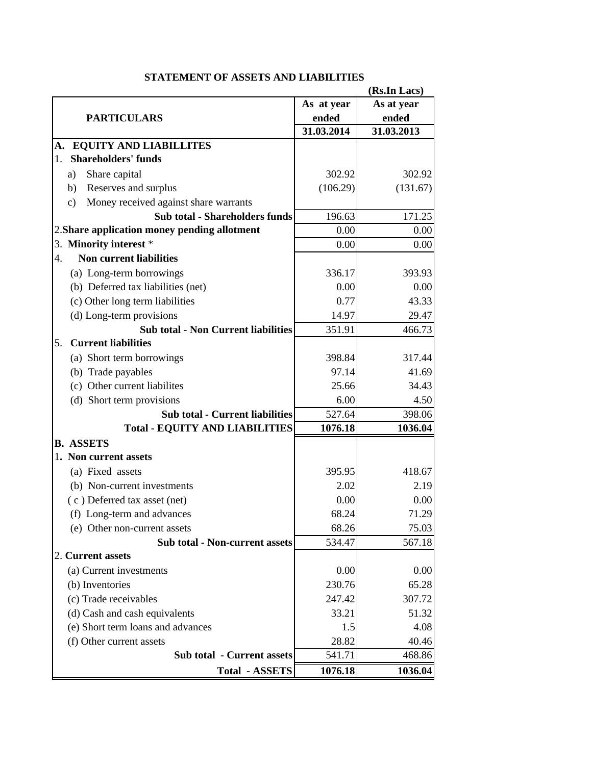# STATEMENT OF ASSETS AND LIABILITIES

(Rs.In Lacs)

| PARTICULARS | As at year ended 31.03.2014 | As at year ended 31.03.2013 |
|---|---|---|
| **A. EQUITY AND LIABILLITES** | | |
| 1. **Shareholders' funds** | | |
| a) Share capital | 302.92 | 302.92 |
| b) Reserves and surplus | (106.29) | (131.67) |
| c) Money received against share warrants | | |
| **Sub total - Shareholders funds** | 196.63 | 171.25 |
| 2.**Share application money pending allotment** | 0.00 | 0.00 |
| 3. **Minority interest** * | 0.00 | 0.00 |
| 4. **Non current liabilities** | | |
| (a) Long-term borrowings | 336.17 | 393.93 |
| (b) Deferred tax liabilities (net) | 0.00 | 0.00 |
| (c) Other long term liabilities | 0.77 | 43.33 |
| (d) Long-term provisions | 14.97 | 29.47 |
| **Sub total - Non Current liabilities** | 351.91 | 466.73 |
| 5. **Current liabilities** | | |
| (a) Short term borrowings | 398.84 | 317.44 |
| (b) Trade payables | 97.14 | 41.69 |
| (c) Other current liabilites | 25.66 | 34.43 |
| (d) Short term provisions | 6.00 | 4.50 |
| **Sub total - Current liabilities** | 527.64 | 398.06 |
| **Total - EQUITY AND LIABILITIES** | **1076.18** | **1036.04** |
| **B. ASSETS** | | |
| 1**. Non current assets** | | |
| (a) Fixed assets | 395.95 | 418.67 |
| (b) Non-current investments | 2.02 | 2.19 |
| ( c ) Deferred tax asset (net) | 0.00 | 0.00 |
| (f) Long-term and advances | 68.24 | 71.29 |
| (e) Other non-current assets | 68.26 | 75.03 |
| **Sub total - Non-current assets** | 534.47 | 567.18 |
| 2. **Current assets** | | |
| (a) Current investments | 0.00 | 0.00 |
| (b) Inventories | 230.76 | 65.28 |
| (c) Trade receivables | 247.42 | 307.72 |
| (d) Cash and cash equivalents | 33.21 | 51.32 |
| (e) Short term loans and advances | 1.5 | 4.08 |
| (f) Other current assets | 28.82 | 40.46 |
| **Sub total - Current assets** | 541.71 | 468.86 |
| **Total - ASSETS** | **1076.18** | **1036.04** |